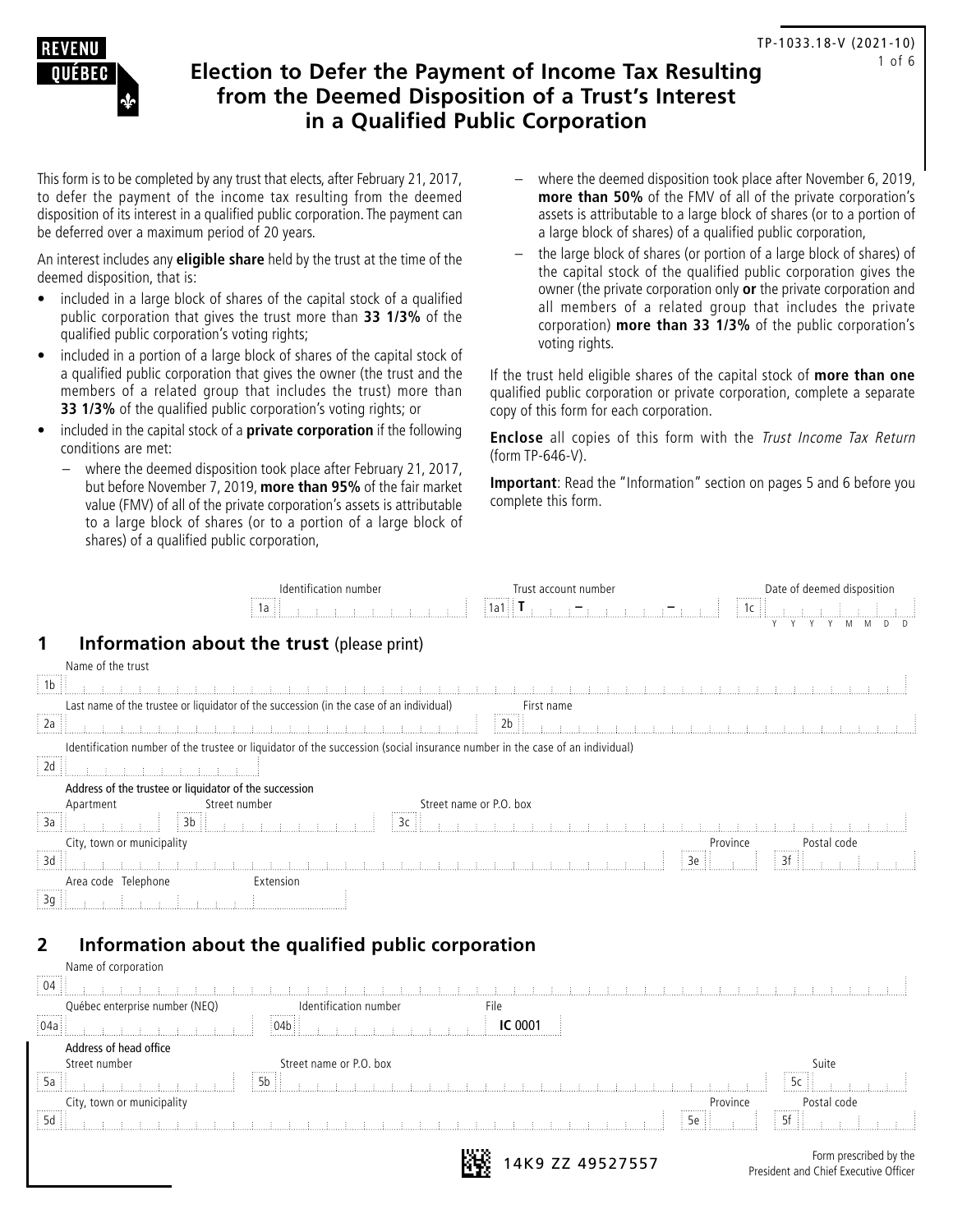REVENU QUÉBEC

TP-1033.18-V (2021-10)

# Election to Defer the Payment of Income Tax Resulting from the Deemed Disposition of a Trust's Interest in a Qualified Public Corporation

This form is to be completed by any trust that elects, after February 21, 2017, to defer the payment of the income tax resulting from the deemed disposition of its interest in a qualified public corporation. The payment can be deferred over a maximum period of 20 years.

An interest includes any **eligible share** held by the trust at the time of the deemed disposition, that is:

- included in a large block of shares of the capital stock of a qualified public corporation that gives the trust more than **33 1/3%** of the qualified public corporation's voting rights;
- included in a portion of a large block of shares of the capital stock of a qualified public corporation that gives the owner (the trust and the members of a related group that includes the trust) more than **33 1/3%** of the qualified public corporation's voting rights; or
- included in the capital stock of a **private corporation** if the following conditions are met:
  - where the deemed disposition took place after February 21, 2017, but before November 7, 2019, **more than 95%** of the fair market value (FMV) of all of the private corporation's assets is attributable to a large block of shares (or to a portion of a large block of shares) of a qualified public corporation,
  - where the deemed disposition took place after November 6, 2019, **more than 50%** of the FMV of all of the private corporation's assets is attributable to a large block of shares (or to a portion of a large block of shares) of a qualified public corporation,
  - the large block of shares (or portion of a large block of shares) of the capital stock of the qualified public corporation gives the owner (the private corporation only **or** the private corporation and all members of a related group that includes the private corporation) **more than 33 1/3%** of the public corporation's voting rights.

If the trust held eligible shares of the capital stock of **more than one** qualified public corporation or private corporation, complete a separate copy of this form for each corporation.

**Enclose** all copies of this form with the *Trust Income Tax Return* (form TP-646-V).

**Important**: Read the "Information" section on pages 5 and 6 before you complete this form.

| Identification number | Trust account number | Date of deemed disposition |
|---|---|---|
| 1a | 1a1 T – – | 1c Y Y Y Y M M D D |

## 1 Information about the trust (please print)

Name of the trust
1b

Last name of the trustee or liquidator of the succession (in the case of an individual)
2a

First name
2b

Identification number of the trustee or liquidator of the succession (social insurance number in the case of an individual)
2d

Address of the trustee or liquidator of the succession

| Apartment | Street number | Street name or P.O. box |
|---|---|---|
| 3a | 3b | 3c |

| City, town or municipality | Province | Postal code |
|---|---|---|
| 3d | 3e | 3f |

Area code Telephone Extension
3g

## 2 Information about the qualified public corporation

Name of corporation
04

| Québec enterprise number (NEQ) | Identification number | File |
|---|---|---|
| 04a | 04b | **IC** 0001 |

Address of head office

| Street number | Street name or P.O. box | Suite |
|---|---|---|
| 5a | 5b | 5c |

| City, town or municipality | Province | Postal code |
|---|---|---|
| 5d | 5e | 5f |

14K9 ZZ 49527557

Form prescribed by the President and Chief Executive Officer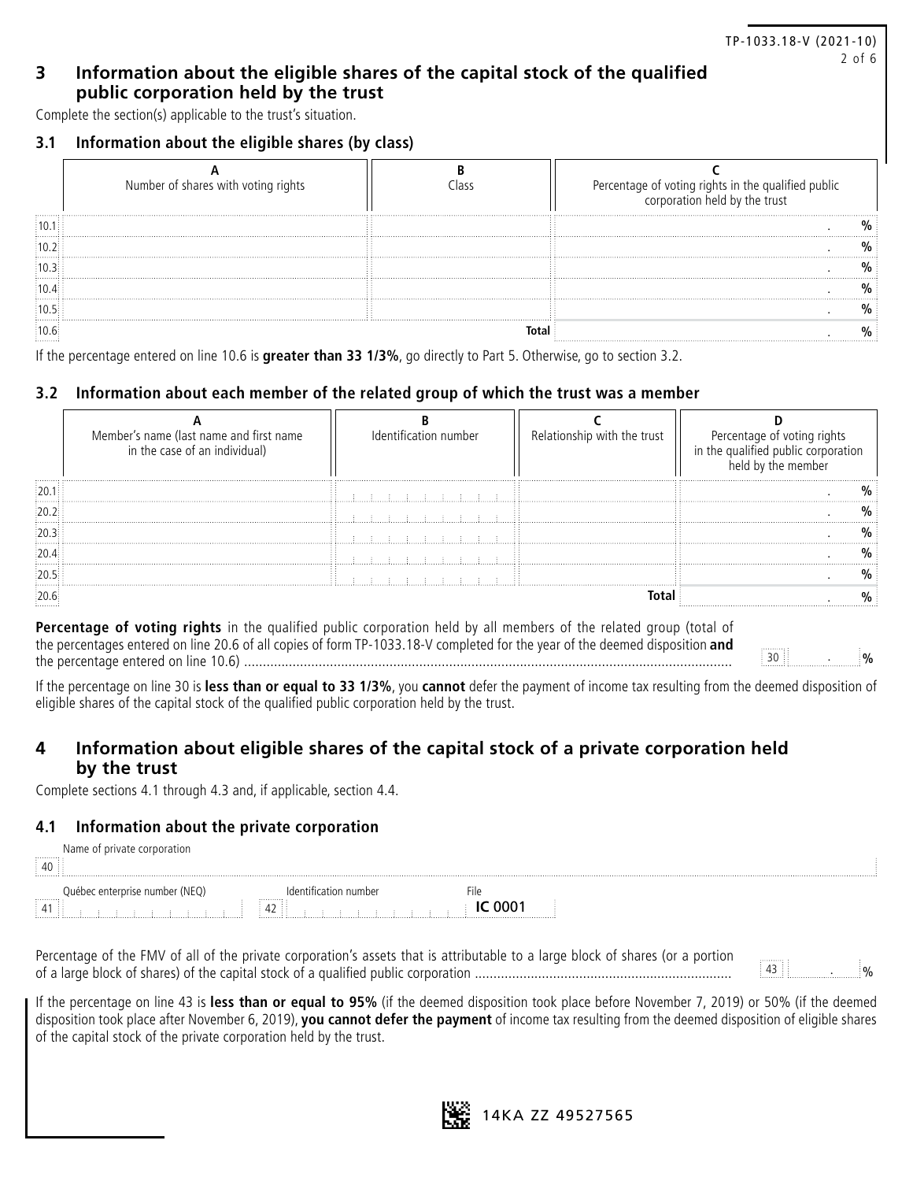## 3 Information about the eligible shares of the capital stock of the qualified public corporation held by the trust

Complete the section(s) applicable to the trust's situation.

### 3.1 Information about the eligible shares (by class)

| | A<br>Number of shares with voting rights | B<br>Class | C<br>Percentage of voting rights in the qualified public corporation held by the trust |
|---|---|---|---|
| 10.1 | | | . % |
| 10.2 | | | . % |
| 10.3 | | | . % |
| 10.4 | | | . % |
| 10.5 | | | . % |
| 10.6 | | **Total** | . % |

If the percentage entered on line 10.6 is **greater than 33 1/3%**, go directly to Part 5. Otherwise, go to section 3.2.

### 3.2 Information about each member of the related group of which the trust was a member

| | A<br>Member's name (last name and first name in the case of an individual) | B<br>Identification number | C<br>Relationship with the trust | D<br>Percentage of voting rights in the qualified public corporation held by the member |
|---|---|---|---|---|
| 20.1 | | | | . % |
| 20.2 | | | | . % |
| 20.3 | | | | . % |
| 20.4 | | | | . % |
| 20.5 | | | | . % |
| 20.6 | | | **Total** | . % |

**Percentage of voting rights** in the qualified public corporation held by all members of the related group (total of the percentages entered on line 20.6 of all copies of form TP-1033.18-V completed for the year of the deemed disposition **and** the percentage entered on line 10.6) .......... 30 . %

If the percentage on line 30 is **less than or equal to 33 1/3%**, you **cannot** defer the payment of income tax resulting from the deemed disposition of eligible shares of the capital stock of the qualified public corporation held by the trust.

## 4 Information about eligible shares of the capital stock of a private corporation held by the trust

Complete sections 4.1 through 4.3 and, if applicable, section 4.4.

### 4.1 Information about the private corporation

40 Name of private corporation

41 Québec enterprise number (NEQ)

42 Identification number

File **IC 0001**

Percentage of the FMV of all of the private corporation's assets that is attributable to a large block of shares (or a portion of a large block of shares) of the capital stock of a qualified public corporation .......... 43 . %

If the percentage on line 43 is **less than or equal to 95%** (if the deemed disposition took place before November 7, 2019) or 50% (if the deemed disposition took place after November 6, 2019), **you cannot defer the payment** of income tax resulting from the deemed disposition of eligible shares of the capital stock of the private corporation held by the trust.

14KA ZZ 49527565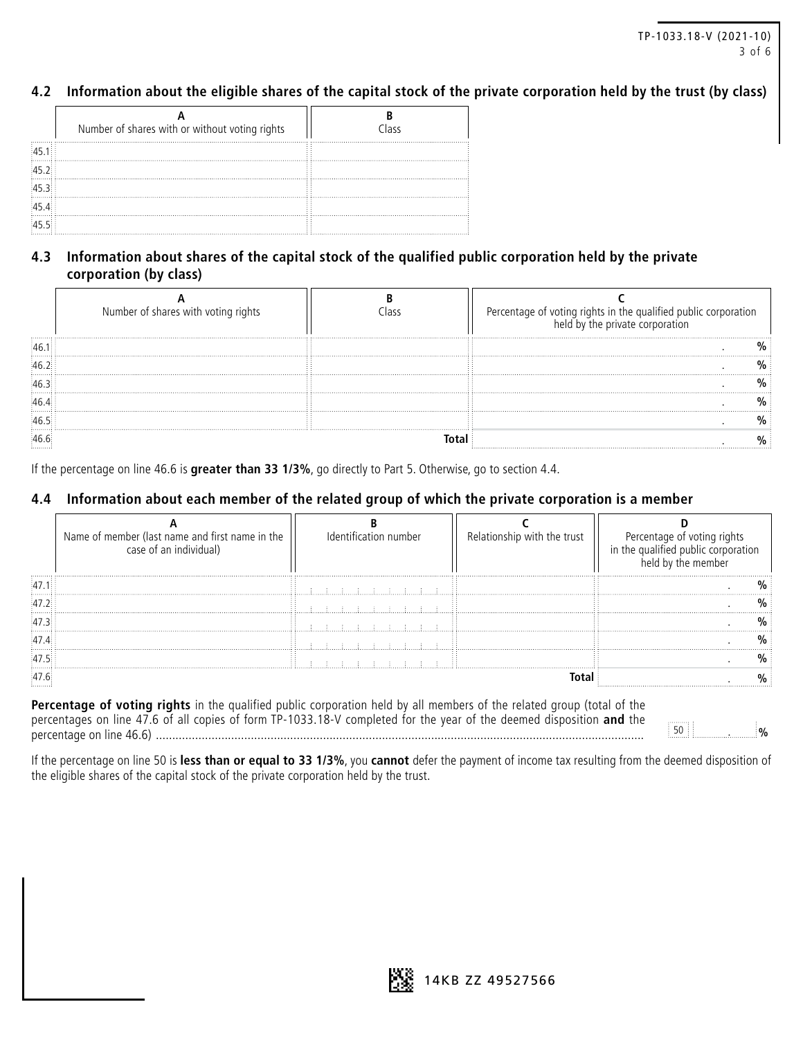## 4.2 Information about the eligible shares of the capital stock of the private corporation held by the trust (by class)

| | A<br>Number of shares with or without voting rights | B<br>Class |
|---|---|---|
| 45.1 | | |
| 45.2 | | |
| 45.3 | | |
| 45.4 | | |
| 45.5 | | |

## 4.3 Information about shares of the capital stock of the qualified public corporation held by the private corporation (by class)

| | A<br>Number of shares with voting rights | B<br>Class | C<br>Percentage of voting rights in the qualified public corporation held by the private corporation |
|---|---|---|---|
| 46.1 | | | . % |
| 46.2 | | | . % |
| 46.3 | | | . % |
| 46.4 | | | . % |
| 46.5 | | | . % |
| 46.6 | | **Total** | . % |

If the percentage on line 46.6 is **greater than 33 1/3%**, go directly to Part 5. Otherwise, go to section 4.4.

## 4.4 Information about each member of the related group of which the private corporation is a member

| | A<br>Name of member (last name and first name in the case of an individual) | B<br>Identification number | C<br>Relationship with the trust | D<br>Percentage of voting rights in the qualified public corporation held by the member |
|---|---|---|---|---|
| 47.1 | | | | . % |
| 47.2 | | | | . % |
| 47.3 | | | | . % |
| 47.4 | | | | . % |
| 47.5 | | | | . % |
| 47.6 | | | **Total** | . % |

**Percentage of voting rights** in the qualified public corporation held by all members of the related group (total of the percentages on line 47.6 of all copies of form TP-1033.18-V completed for the year of the deemed disposition **and** the percentage on line 46.6) .......... 50 . %

If the percentage on line 50 is **less than or equal to 33 1/3%**, you **cannot** defer the payment of income tax resulting from the deemed disposition of the eligible shares of the capital stock of the private corporation held by the trust.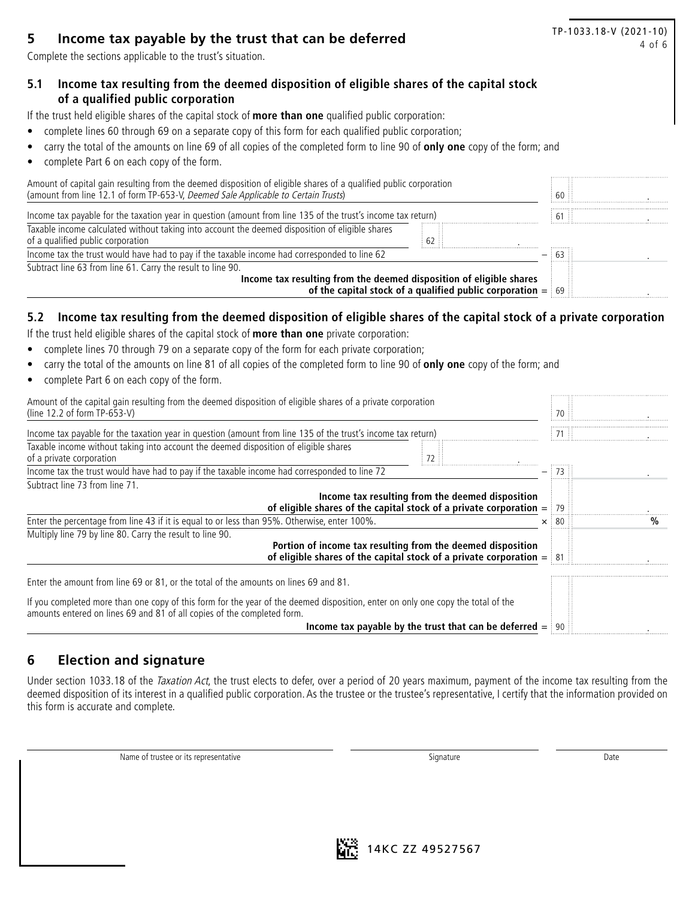## 5 Income tax payable by the trust that can be deferred

Complete the sections applicable to the trust's situation.

### 5.1 Income tax resulting from the deemed disposition of eligible shares of the capital stock of a qualified public corporation

If the trust held eligible shares of the capital stock of **more than one** qualified public corporation:

- complete lines 60 through 69 on a separate copy of this form for each qualified public corporation;
- carry the total of the amounts on line 69 of all copies of the completed form to line 90 of **only one** copy of the form; and
- complete Part 6 on each copy of the form.

| | | | | |
|---|---|---|---|---|
| Amount of capital gain resulting from the deemed disposition of eligible shares of a qualified public corporation (amount from line 12.1 of form TP-653-V, *Deemed Sale Applicable to Certain Trusts*) | | | 60 | . |
| Income tax payable for the taxation year in question (amount from line 135 of the trust's income tax return) | | | 61 | . |
| Taxable income calculated without taking into account the deemed disposition of eligible shares of a qualified public corporation | 62 | . | | |
| Income tax the trust would have had to pay if the taxable income had corresponded to line 62 | | – | 63 | . |
| Subtract line 63 from line 61. Carry the result to line 90. **Income tax resulting from the deemed disposition of eligible shares of the capital stock of a qualified public corporation** | | = | 69 | . |

### 5.2 Income tax resulting from the deemed disposition of eligible shares of the capital stock of a private corporation

If the trust held eligible shares of the capital stock of **more than one** private corporation:

- complete lines 70 through 79 on a separate copy of the form for each private corporation;
- carry the total of the amounts on line 81 of all copies of the completed form to line 90 of **only one** copy of the form; and
- complete Part 6 on each copy of the form.

| | | | | |
|---|---|---|---|---|
| Amount of the capital gain resulting from the deemed disposition of eligible shares of a private corporation (line 12.2 of form TP-653-V) | | | 70 | . |
| Income tax payable for the taxation year in question (amount from line 135 of the trust's income tax return) | | | 71 | . |
| Taxable income without taking into account the deemed disposition of eligible shares of a private corporation | 72 | . | | |
| Income tax the trust would have had to pay if the taxable income had corresponded to line 72 | | – | 73 | . |
| Subtract line 73 from line 71. **Income tax resulting from the deemed disposition of eligible shares of the capital stock of a private corporation** | | = | 79 | . |
| Enter the percentage from line 43 if it is equal to or less than 95%. Otherwise, enter 100%. | | × | 80 | % |
| Multiply line 79 by line 80. Carry the result to line 90. **Portion of income tax resulting from the deemed disposition of eligible shares of the capital stock of a private corporation** | | = | 81 | . |
| Enter the amount from line 69 or 81, or the total of the amounts on lines 69 and 81. If you completed more than one copy of this form for the year of the deemed disposition, enter on only one copy the total of the amounts entered on lines 69 and 81 of all copies of the completed form. **Income tax payable by the trust that can be deferred** | | = | 90 | . |

## 6 Election and signature

Under section 1033.18 of the *Taxation Act*, the trust elects to defer, over a period of 20 years maximum, payment of the income tax resulting from the deemed disposition of its interest in a qualified public corporation. As the trustee or the trustee's representative, I certify that the information provided on this form is accurate and complete.

| Name of trustee or its representative | Signature | Date |
|---|---|---|
| | | |

14KC ZZ 49527567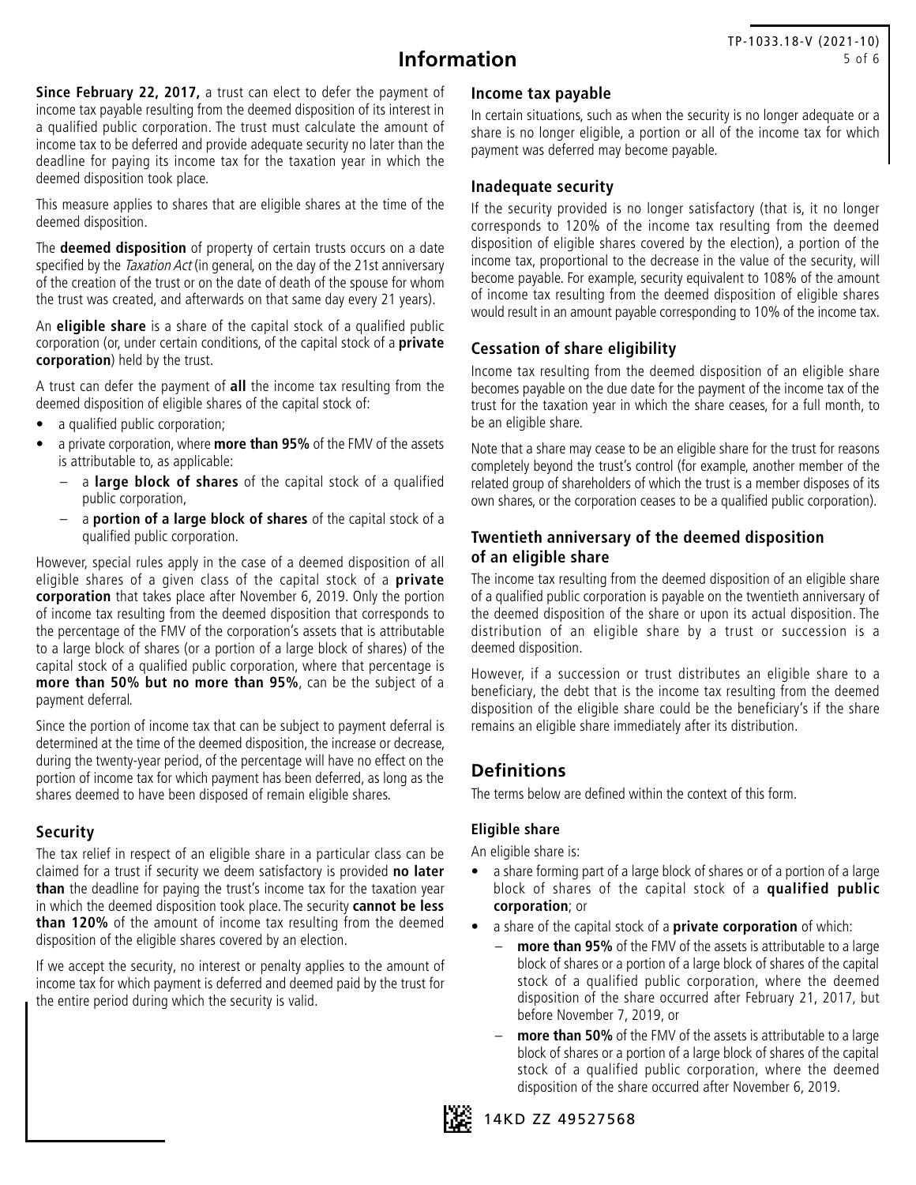# Information

**Since February 22, 2017,** a trust can elect to defer the payment of income tax payable resulting from the deemed disposition of its interest in a qualified public corporation. The trust must calculate the amount of income tax to be deferred and provide adequate security no later than the deadline for paying its income tax for the taxation year in which the deemed disposition took place.

This measure applies to shares that are eligible shares at the time of the deemed disposition.

The **deemed disposition** of property of certain trusts occurs on a date specified by the *Taxation Act* (in general, on the day of the 21st anniversary of the creation of the trust or on the date of death of the spouse for whom the trust was created, and afterwards on that same day every 21 years).

An **eligible share** is a share of the capital stock of a qualified public corporation (or, under certain conditions, of the capital stock of a **private corporation**) held by the trust.

A trust can defer the payment of **all** the income tax resulting from the deemed disposition of eligible shares of the capital stock of:

- a qualified public corporation;
- a private corporation, where **more than 95%** of the FMV of the assets is attributable to, as applicable:
  - a **large block of shares** of the capital stock of a qualified public corporation,
  - a **portion of a large block of shares** of the capital stock of a qualified public corporation.

However, special rules apply in the case of a deemed disposition of all eligible shares of a given class of the capital stock of a **private corporation** that takes place after November 6, 2019. Only the portion of income tax resulting from the deemed disposition that corresponds to the percentage of the FMV of the corporation's assets that is attributable to a large block of shares (or a portion of a large block of shares) of the capital stock of a qualified public corporation, where that percentage is **more than 50% but no more than 95%**, can be the subject of a payment deferral.

Since the portion of income tax that can be subject to payment deferral is determined at the time of the deemed disposition, the increase or decrease, during the twenty-year period, of the percentage will have no effect on the portion of income tax for which payment has been deferred, as long as the shares deemed to have been disposed of remain eligible shares.

## Security

The tax relief in respect of an eligible share in a particular class can be claimed for a trust if security we deem satisfactory is provided **no later than** the deadline for paying the trust's income tax for the taxation year in which the deemed disposition took place. The security **cannot be less than 120%** of the amount of income tax resulting from the deemed disposition of the eligible shares covered by an election.

If we accept the security, no interest or penalty applies to the amount of income tax for which payment is deferred and deemed paid by the trust for the entire period during which the security is valid.

## Income tax payable

In certain situations, such as when the security is no longer adequate or a share is no longer eligible, a portion or all of the income tax for which payment was deferred may become payable.

### Inadequate security

If the security provided is no longer satisfactory (that is, it no longer corresponds to 120% of the income tax resulting from the deemed disposition of eligible shares covered by the election), a portion of the income tax, proportional to the decrease in the value of the security, will become payable. For example, security equivalent to 108% of the amount of income tax resulting from the deemed disposition of eligible shares would result in an amount payable corresponding to 10% of the income tax.

### Cessation of share eligibility

Income tax resulting from the deemed disposition of an eligible share becomes payable on the due date for the payment of the income tax of the trust for the taxation year in which the share ceases, for a full month, to be an eligible share.

Note that a share may cease to be an eligible share for the trust for reasons completely beyond the trust's control (for example, another member of the related group of shareholders of which the trust is a member disposes of its own shares, or the corporation ceases to be a qualified public corporation).

### Twentieth anniversary of the deemed disposition of an eligible share

The income tax resulting from the deemed disposition of an eligible share of a qualified public corporation is payable on the twentieth anniversary of the deemed disposition of the share or upon its actual disposition. The distribution of an eligible share by a trust or succession is a deemed disposition.

However, if a succession or trust distributes an eligible share to a beneficiary, the debt that is the income tax resulting from the deemed disposition of the eligible share could be the beneficiary's if the share remains an eligible share immediately after its distribution.

## Definitions

The terms below are defined within the context of this form.

### Eligible share

An eligible share is:

- a share forming part of a large block of shares or of a portion of a large block of shares of the capital stock of a **qualified public corporation**; or
- a share of the capital stock of a **private corporation** of which:
  - **more than 95%** of the FMV of the assets is attributable to a large block of shares or a portion of a large block of shares of the capital stock of a qualified public corporation, where the deemed disposition of the share occurred after February 21, 2017, but before November 7, 2019, or
  - **more than 50%** of the FMV of the assets is attributable to a large block of shares or a portion of a large block of shares of the capital stock of a qualified public corporation, where the deemed disposition of the share occurred after November 6, 2019.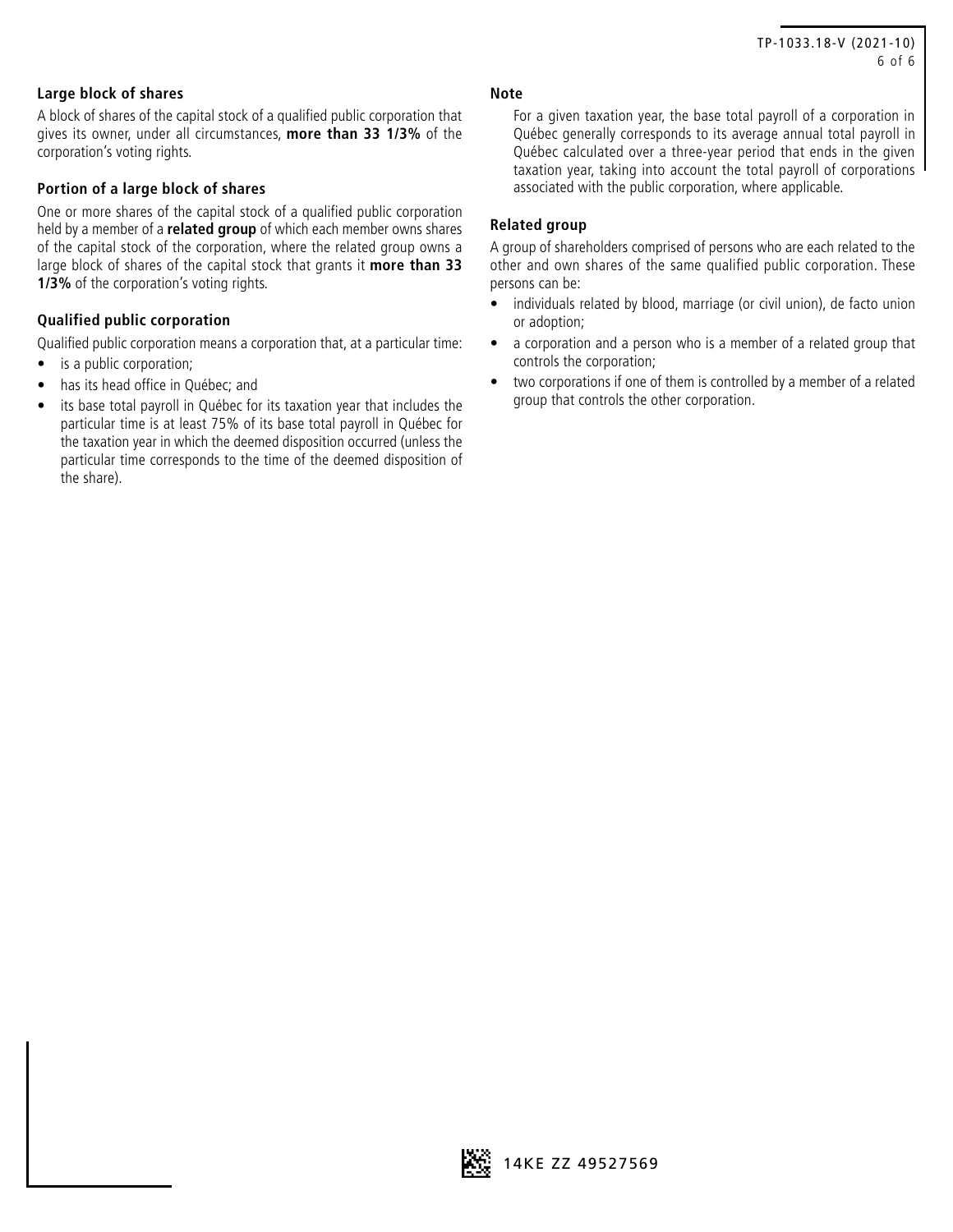### Large block of shares

A block of shares of the capital stock of a qualified public corporation that gives its owner, under all circumstances, **more than 33 1/3%** of the corporation's voting rights.

### Portion of a large block of shares

One or more shares of the capital stock of a qualified public corporation held by a member of a **related group** of which each member owns shares of the capital stock of the corporation, where the related group owns a large block of shares of the capital stock that grants it **more than 33 1/3%** of the corporation's voting rights.

### Qualified public corporation

Qualified public corporation means a corporation that, at a particular time:

- is a public corporation;
- has its head office in Québec; and
- its base total payroll in Québec for its taxation year that includes the particular time is at least 75% of its base total payroll in Québec for the taxation year in which the deemed disposition occurred (unless the particular time corresponds to the time of the deemed disposition of the share).

### Note

For a given taxation year, the base total payroll of a corporation in Québec generally corresponds to its average annual total payroll in Québec calculated over a three-year period that ends in the given taxation year, taking into account the total payroll of corporations associated with the public corporation, where applicable.

### Related group

A group of shareholders comprised of persons who are each related to the other and own shares of the same qualified public corporation. These persons can be:

- individuals related by blood, marriage (or civil union), de facto union or adoption;
- a corporation and a person who is a member of a related group that controls the corporation;
- two corporations if one of them is controlled by a member of a related group that controls the other corporation.

14KE ZZ 49527569